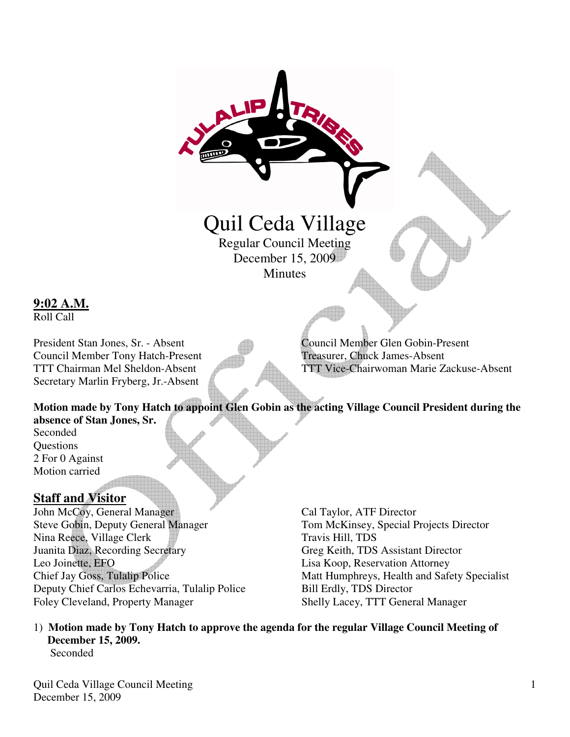# Quil Ceda Village

Regular Council Meeting
December 15, 2009
Minutes

**9:02 A.M.**
Roll Call

President Stan Jones, Sr. - Absent
Council Member Tony Hatch-Present
TTT Chairman Mel Sheldon-Absent
Secretary Marlin Fryberg, Jr.-Absent
Council Member Glen Gobin-Present
Treasurer, Chuck James-Absent
TTT Vice-Chairwoman Marie Zackuse-Absent

**Motion made by Tony Hatch to appoint Glen Gobin as the acting Village Council President during the absence of Stan Jones, Sr.**
Seconded
Questions
2 For 0 Against
Motion carried

## Staff and Visitor

John McCoy, General Manager
Steve Gobin, Deputy General Manager
Nina Reece, Village Clerk
Juanita Diaz, Recording Secretary
Leo Joinette, EFO
Chief Jay Goss, Tulalip Police
Deputy Chief Carlos Echevarria, Tulalip Police
Foley Cleveland, Property Manager
Cal Taylor, ATF Director
Tom McKinsey, Special Projects Director
Travis Hill, TDS
Greg Keith, TDS Assistant Director
Lisa Koop, Reservation Attorney
Matt Humphreys, Health and Safety Specialist
Bill Erdly, TDS Director
Shelly Lacey, TTT General Manager

1) **Motion made by Tony Hatch to approve the agenda for the regular Village Council Meeting of December 15, 2009.**
   Seconded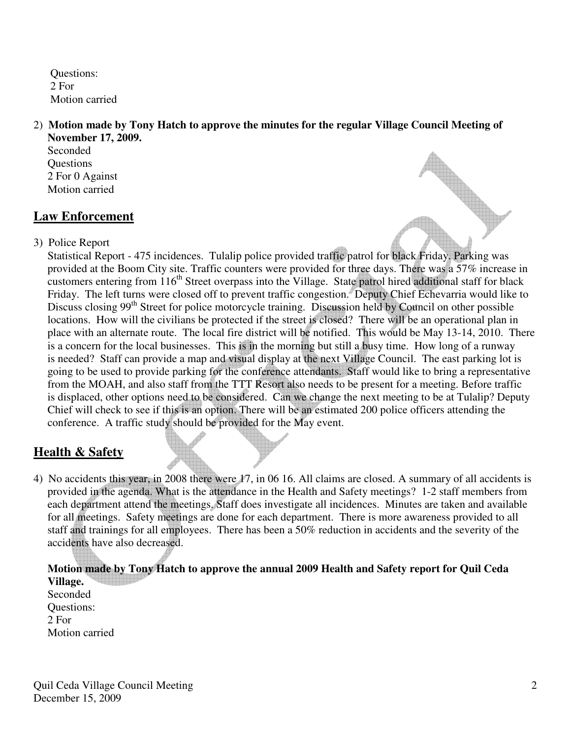Questions:
2 For
Motion carried

2) **Motion made by Tony Hatch to approve the minutes for the regular Village Council Meeting of November 17, 2009.**
Seconded
Questions
2 For 0 Against
Motion carried

## Law Enforcement

3) Police Report
Statistical Report - 475 incidences. Tulalip police provided traffic patrol for black Friday. Parking was provided at the Boom City site. Traffic counters were provided for three days. There was a 57% increase in customers entering from 116th Street overpass into the Village. State patrol hired additional staff for black Friday. The left turns were closed off to prevent traffic congestion. Deputy Chief Echevarria would like to Discuss closing 99th Street for police motorcycle training. Discussion held by Council on other possible locations. How will the civilians be protected if the street is closed? There will be an operational plan in place with an alternate route. The local fire district will be notified. This would be May 13-14, 2010. There is a concern for the local businesses. This is in the morning but still a busy time. How long of a runway is needed? Staff can provide a map and visual display at the next Village Council. The east parking lot is going to be used to provide parking for the conference attendants. Staff would like to bring a representative from the MOAH, and also staff from the TTT Resort also needs to be present for a meeting. Before traffic is displaced, other options need to be considered. Can we change the next meeting to be at Tulalip? Deputy Chief will check to see if this is an option. There will be an estimated 200 police officers attending the conference. A traffic study should be provided for the May event.

## Health & Safety

4) No accidents this year, in 2008 there were 17, in 06 16. All claims are closed. A summary of all accidents is provided in the agenda. What is the attendance in the Health and Safety meetings? 1-2 staff members from each department attend the meetings. Staff does investigate all incidences. Minutes are taken and available for all meetings. Safety meetings are done for each department. There is more awareness provided to all staff and trainings for all employees. There has been a 50% reduction in accidents and the severity of the accidents have also decreased.

**Motion made by Tony Hatch to approve the annual 2009 Health and Safety report for Quil Ceda Village.**
Seconded
Questions:
2 For
Motion carried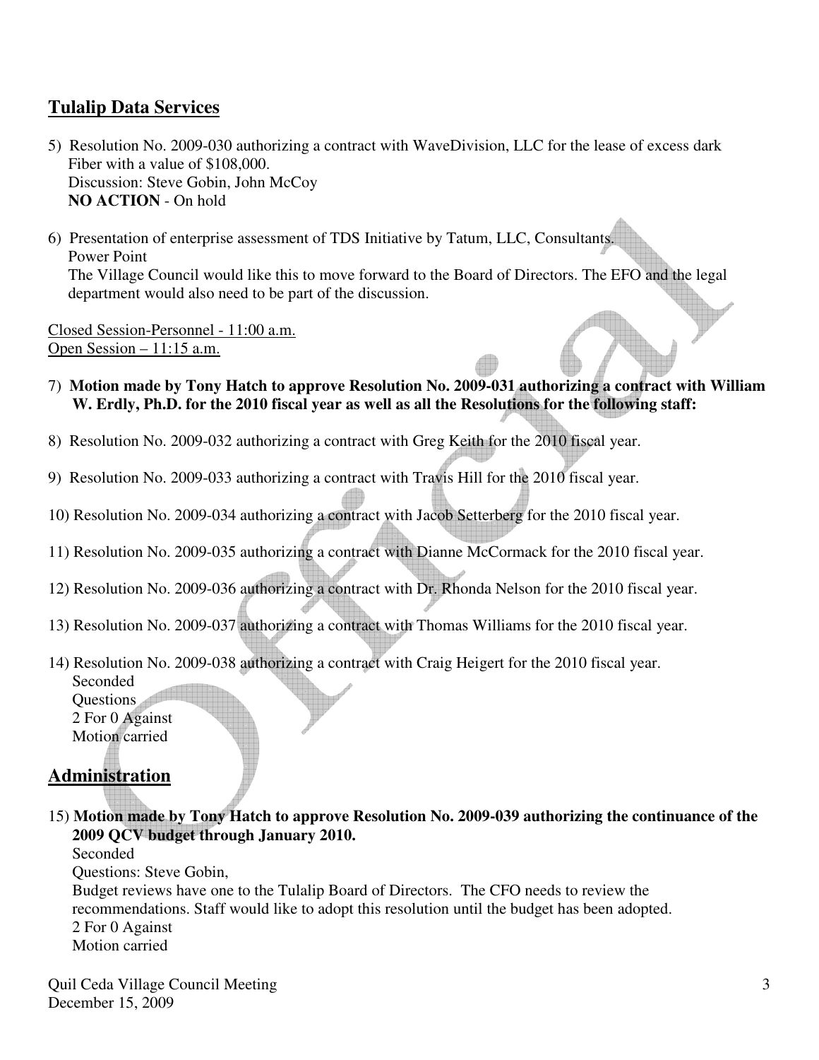## Tulalip Data Services

5) Resolution No. 2009-030 authorizing a contract with WaveDivision, LLC for the lease of excess dark Fiber with a value of $108,000.
   Discussion: Steve Gobin, John McCoy
   **NO ACTION** - On hold

6) Presentation of enterprise assessment of TDS Initiative by Tatum, LLC, Consultants.
   Power Point
   The Village Council would like this to move forward to the Board of Directors. The EFO and the legal department would also need to be part of the discussion.

Closed Session-Personnel - 11:00 a.m.
Open Session – 11:15 a.m.

7) **Motion made by Tony Hatch to approve Resolution No. 2009-031 authorizing a contract with William W. Erdly, Ph.D. for the 2010 fiscal year as well as all the Resolutions for the following staff:**

8) Resolution No. 2009-032 authorizing a contract with Greg Keith for the 2010 fiscal year.

9) Resolution No. 2009-033 authorizing a contract with Travis Hill for the 2010 fiscal year.

10) Resolution No. 2009-034 authorizing a contract with Jacob Setterberg for the 2010 fiscal year.

11) Resolution No. 2009-035 authorizing a contract with Dianne McCormack for the 2010 fiscal year.

12) Resolution No. 2009-036 authorizing a contract with Dr. Rhonda Nelson for the 2010 fiscal year.

13) Resolution No. 2009-037 authorizing a contract with Thomas Williams for the 2010 fiscal year.

14) Resolution No. 2009-038 authorizing a contract with Craig Heigert for the 2010 fiscal year.
    Seconded
    Questions
    2 For 0 Against
    Motion carried

## Administration

15) **Motion made by Tony Hatch to approve Resolution No. 2009-039 authorizing the continuance of the 2009 QCV budget through January 2010.**
    Seconded
    Questions: Steve Gobin,
    Budget reviews have one to the Tulalip Board of Directors. The CFO needs to review the recommendations. Staff would like to adopt this resolution until the budget has been adopted.
    2 For 0 Against
    Motion carried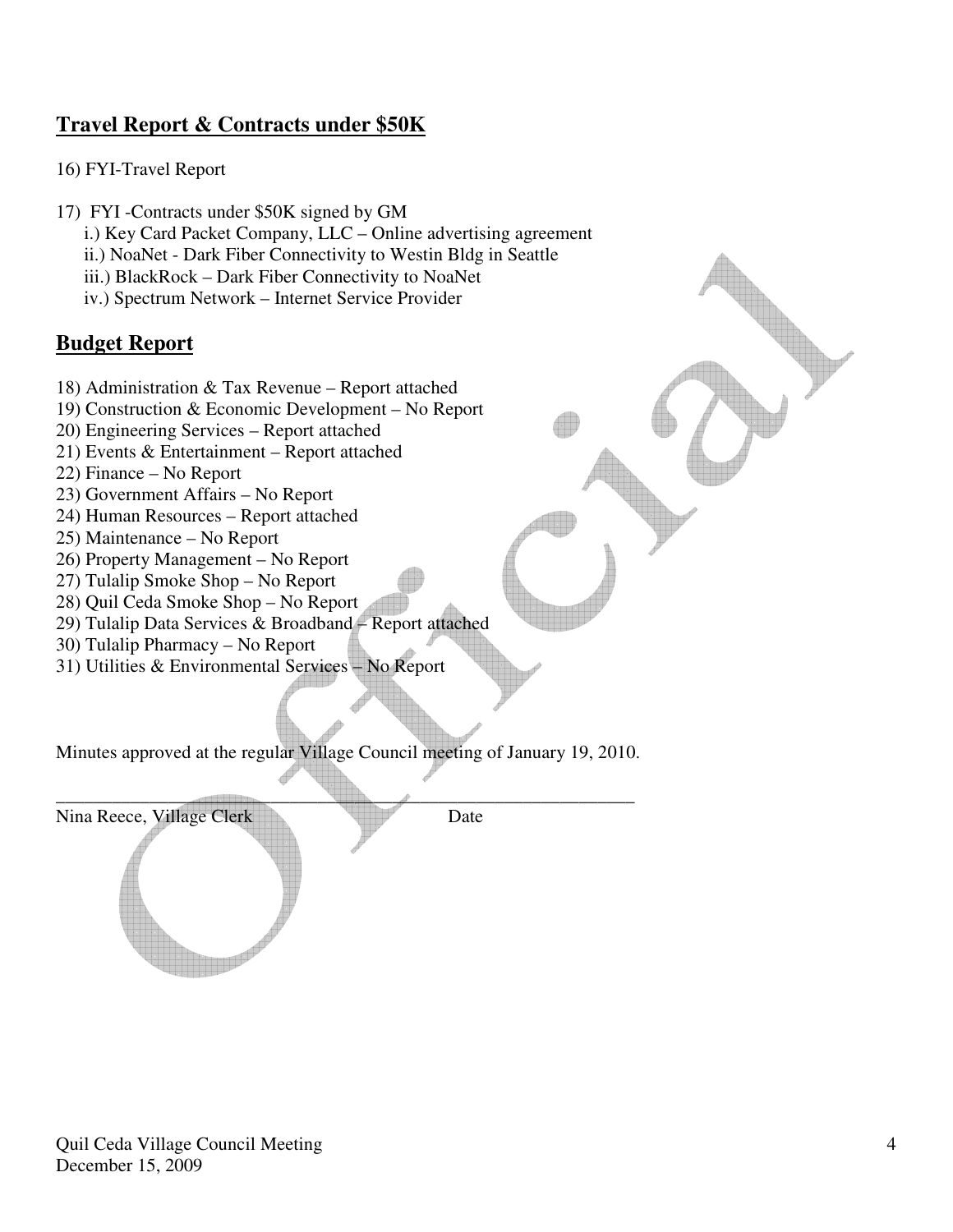## Travel Report & Contracts under $50K

16) FYI-Travel Report

17) FYI -Contracts under $50K signed by GM
   i.) Key Card Packet Company, LLC – Online advertising agreement
   ii.) NoaNet - Dark Fiber Connectivity to Westin Bldg in Seattle
   iii.) BlackRock – Dark Fiber Connectivity to NoaNet
   iv.) Spectrum Network – Internet Service Provider

## Budget Report

18) Administration & Tax Revenue – Report attached
19) Construction & Economic Development – No Report
20) Engineering Services – Report attached
21) Events & Entertainment – Report attached
22) Finance – No Report
23) Government Affairs – No Report
24) Human Resources – Report attached
25) Maintenance – No Report
26) Property Management – No Report
27) Tulalip Smoke Shop – No Report
28) Quil Ceda Smoke Shop – No Report
29) Tulalip Data Services & Broadband – Report attached
30) Tulalip Pharmacy – No Report
31) Utilities & Environmental Services – No Report

Minutes approved at the regular Village Council meeting of January 19, 2010.

_______________________________________________________________

Nina Reece, Village Clerk                    Date